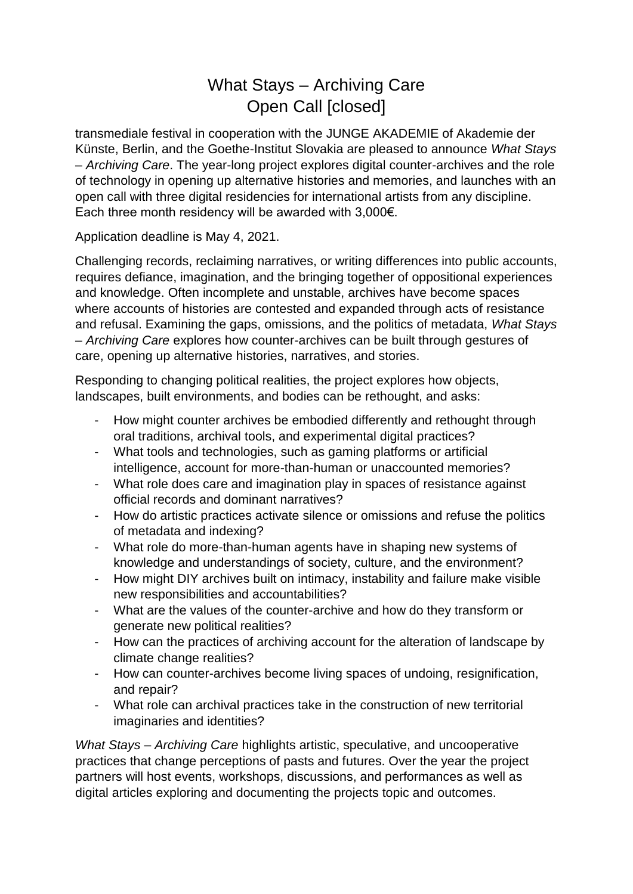# What Stays – Archiving Care
# Open Call [closed]

transmediale festival in cooperation with the JUNGE AKADEMIE of Akademie der Künste, Berlin, and the Goethe-Institut Slovakia are pleased to announce *What Stays – Archiving Care*. The year-long project explores digital counter-archives and the role of technology in opening up alternative histories and memories, and launches with an open call with three digital residencies for international artists from any discipline. Each three month residency will be awarded with 3,000€.

Application deadline is May 4, 2021.

Challenging records, reclaiming narratives, or writing differences into public accounts, requires defiance, imagination, and the bringing together of oppositional experiences and knowledge. Often incomplete and unstable, archives have become spaces where accounts of histories are contested and expanded through acts of resistance and refusal. Examining the gaps, omissions, and the politics of metadata, *What Stays – Archiving Care* explores how counter-archives can be built through gestures of care, opening up alternative histories, narratives, and stories.

Responding to changing political realities, the project explores how objects, landscapes, built environments, and bodies can be rethought, and asks:

- How might counter archives be embodied differently and rethought through oral traditions, archival tools, and experimental digital practices?
- What tools and technologies, such as gaming platforms or artificial intelligence, account for more-than-human or unaccounted memories?
- What role does care and imagination play in spaces of resistance against official records and dominant narratives?
- How do artistic practices activate silence or omissions and refuse the politics of metadata and indexing?
- What role do more-than-human agents have in shaping new systems of knowledge and understandings of society, culture, and the environment?
- How might DIY archives built on intimacy, instability and failure make visible new responsibilities and accountabilities?
- What are the values of the counter-archive and how do they transform or generate new political realities?
- How can the practices of archiving account for the alteration of landscape by climate change realities?
- How can counter-archives become living spaces of undoing, resignification, and repair?
- What role can archival practices take in the construction of new territorial imaginaries and identities?

*What Stays – Archiving Care* highlights artistic, speculative, and uncooperative practices that change perceptions of pasts and futures. Over the year the project partners will host events, workshops, discussions, and performances as well as digital articles exploring and documenting the projects topic and outcomes.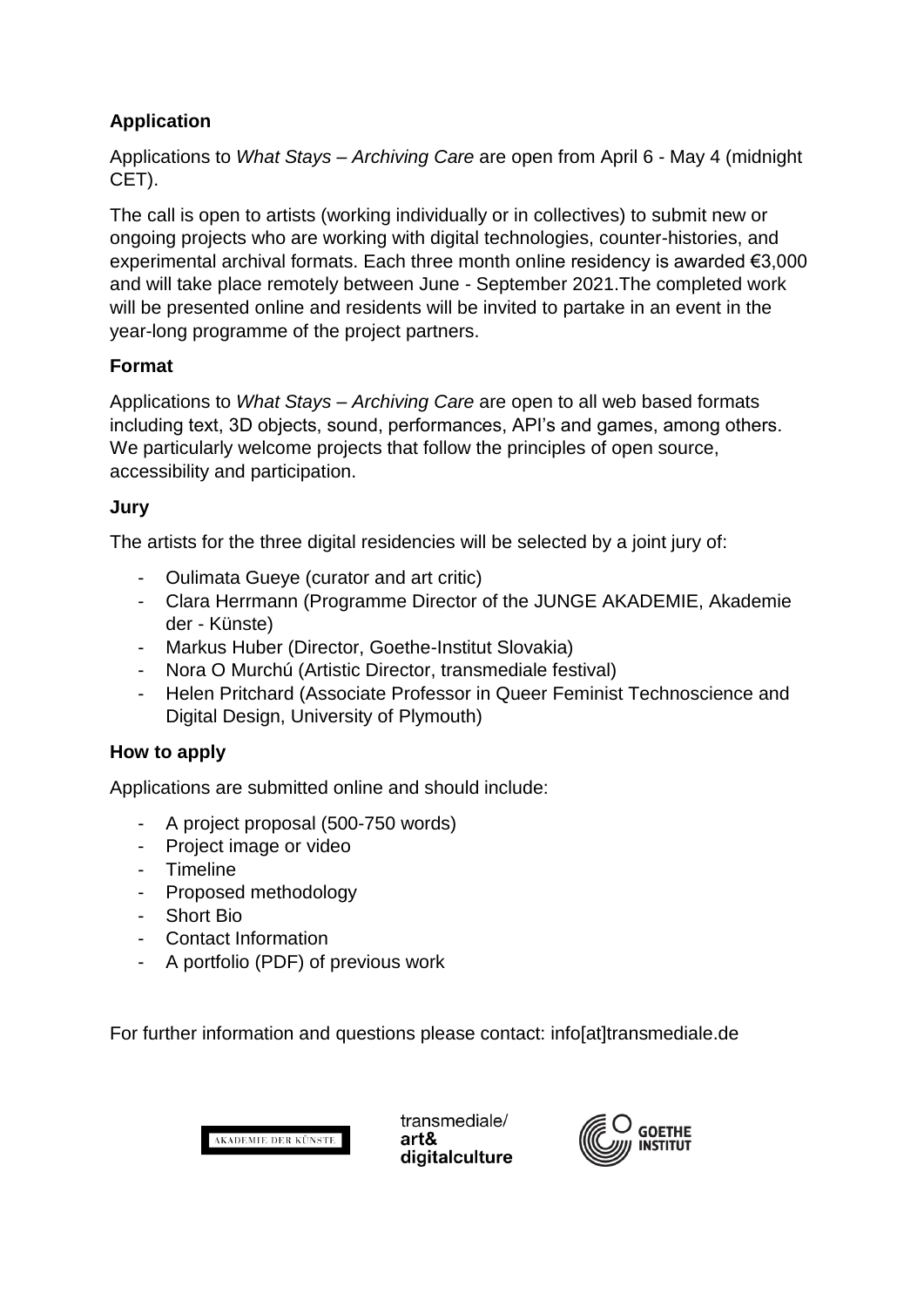## Application

Applications to *What Stays – Archiving Care* are open from April 6 - May 4 (midnight CET).

The call is open to artists (working individually or in collectives) to submit new or ongoing projects who are working with digital technologies, counter-histories, and experimental archival formats. Each three month online residency is awarded €3,000 and will take place remotely between June - September 2021.The completed work will be presented online and residents will be invited to partake in an event in the year-long programme of the project partners.

## Format

Applications to *What Stays – Archiving Care* are open to all web based formats including text, 3D objects, sound, performances, API's and games, among others. We particularly welcome projects that follow the principles of open source, accessibility and participation.

## Jury

The artists for the three digital residencies will be selected by a joint jury of:

- Oulimata Gueye (curator and art critic)
- Clara Herrmann (Programme Director of the JUNGE AKADEMIE, Akademie der - Künste)
- Markus Huber (Director, Goethe-Institut Slovakia)
- Nora O Murchú (Artistic Director, transmediale festival)
- Helen Pritchard (Associate Professor in Queer Feminist Technoscience and Digital Design, University of Plymouth)

## How to apply

Applications are submitted online and should include:

- A project proposal (500-750 words)
- Project image or video
- Timeline
- Proposed methodology
- Short Bio
- Contact Information
- A portfolio (PDF) of previous work

For further information and questions please contact: info[at]transmediale.de

AKADEMIE DER KÜNSTE

transmediale/
art&
digitalculture

GOETHE INSTITUT